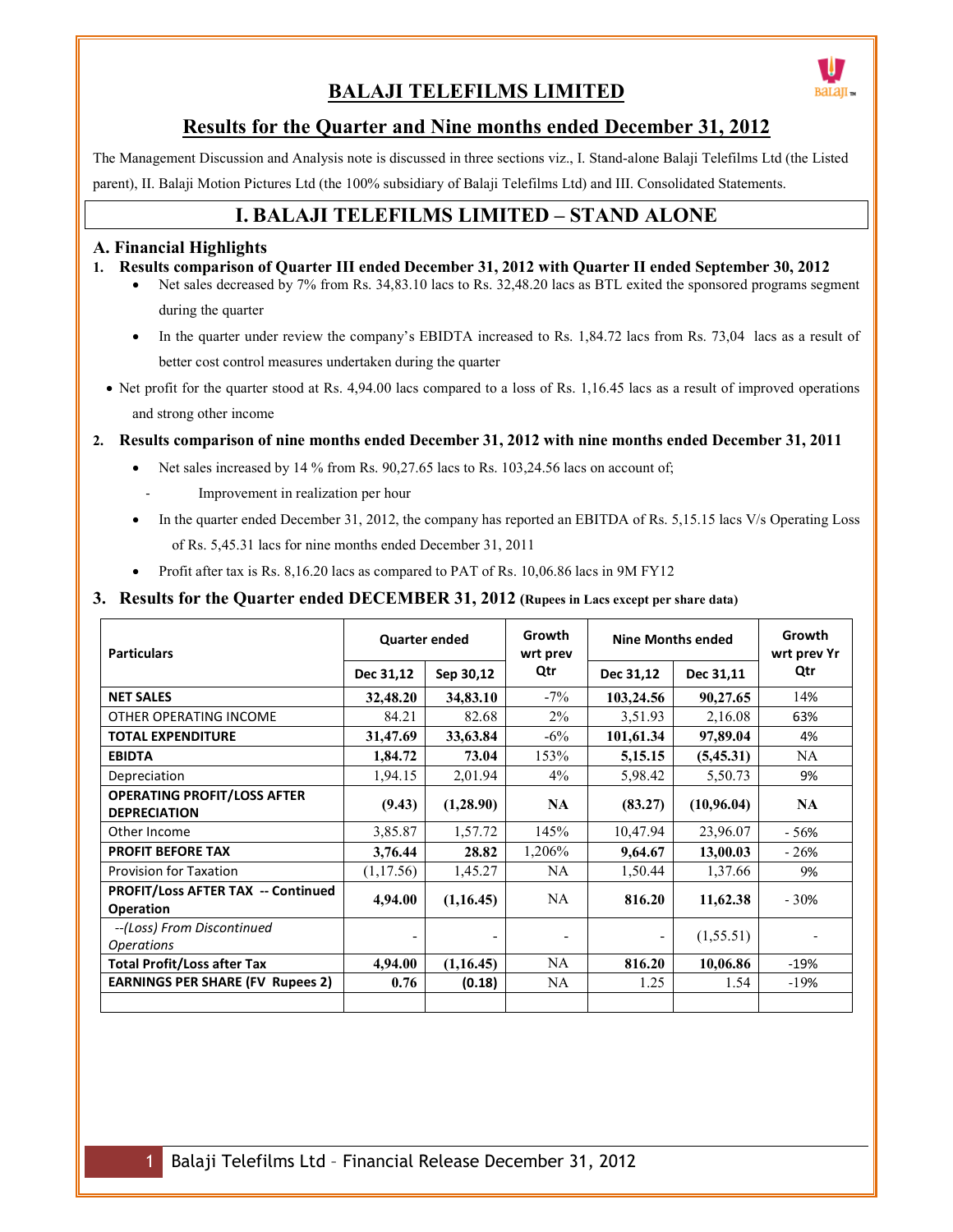# BALAJI TELEFILMS LIMITED

## Results for the Quarter and Nine months ended December 31, 2012

The Management Discussion and Analysis note is discussed in three sections viz., I. Stand-alone Balaji Telefilms Ltd (the Listed parent), II. Balaji Motion Pictures Ltd (the 100% subsidiary of Balaji Telefilms Ltd) and III. Consolidated Statements.

## I. BALAJI TELEFILMS LIMITED – STAND ALONE

### A. Financial Highlights

**1. Results comparison of Quarter III ended December 31, 2012 with Quarter II ended September 30, 2012**

- Net sales decreased by 7% from Rs. 34,83.10 lacs to Rs. 32,48.20 lacs as BTL exited the sponsored programs segment during the quarter
- In the quarter under review the company's EBIDTA increased to Rs. 1,84.72 lacs from Rs. 73,04 lacs as a result of better cost control measures undertaken during the quarter
- Net profit for the quarter stood at Rs. 4,94.00 lacs compared to a loss of Rs. 1,16.45 lacs as a result of improved operations and strong other income

**2. Results comparison of nine months ended December 31, 2012 with nine months ended December 31, 2011**

- Net sales increased by 14 % from Rs. 90,27.65 lacs to Rs. 103,24.56 lacs on account of;
  - Improvement in realization per hour
- In the quarter ended December 31, 2012, the company has reported an EBITDA of Rs. 5,15.15 lacs V/s Operating Loss of Rs. 5,45.31 lacs for nine months ended December 31, 2011
- Profit after tax is Rs. 8,16.20 lacs as compared to PAT of Rs. 10,06.86 lacs in 9M FY12

**3. Results for the Quarter ended DECEMBER 31, 2012** (Rupees in Lacs except per share data)

| Particulars | Quarter ended | | Growth wrt prev Qtr | Nine Months ended | | Growth wrt prev Yr Qtr |
|---|---|---|---|---|---|---|
| | Dec 31,12 | Sep 30,12 | | Dec 31,12 | Dec 31,11 | |
| **NET SALES** | **32,48.20** | **34,83.10** | -7% | **103,24.56** | **90,27.65** | 14% |
| OTHER OPERATING INCOME | 84.21 | 82.68 | 2% | 3,51.93 | 2,16.08 | 63% |
| **TOTAL EXPENDITURE** | **31,47.69** | **33,63.84** | -6% | **101,61.34** | **97,89.04** | 4% |
| **EBIDTA** | **1,84.72** | **73.04** | 153% | **5,15.15** | **(5,45.31)** | NA |
| Depreciation | 1,94.15 | 2,01.94 | 4% | 5,98.42 | 5,50.73 | 9% |
| **OPERATING PROFIT/LOSS AFTER DEPRECIATION** | **(9.43)** | **(1,28.90)** | **NA** | **(83.27)** | **(10,96.04)** | **NA** |
| Other Income | 3,85.87 | 1,57.72 | 145% | 10,47.94 | 23,96.07 | - 56% |
| **PROFIT BEFORE TAX** | **3,76.44** | **28.82** | 1,206% | **9,64.67** | **13,00.03** | - 26% |
| Provision for Taxation | (1,17.56) | 1,45.27 | NA | 1,50.44 | 1,37.66 | 9% |
| **PROFIT/Loss AFTER TAX -- Continued Operation** | **4,94.00** | **(1,16.45)** | NA | **816.20** | **11,62.38** | - 30% |
| *--(Loss) From Discontinued Operations* | - | - | - | - | (1,55.51) | - |
| **Total Profit/Loss after Tax** | **4,94.00** | **(1,16.45)** | NA | **816.20** | **10,06.86** | -19% |
| **EARNINGS PER SHARE (FV Rupees 2)** | **0.76** | **(0.18)** | NA | 1.25 | 1.54 | -19% |
| | | | | | | |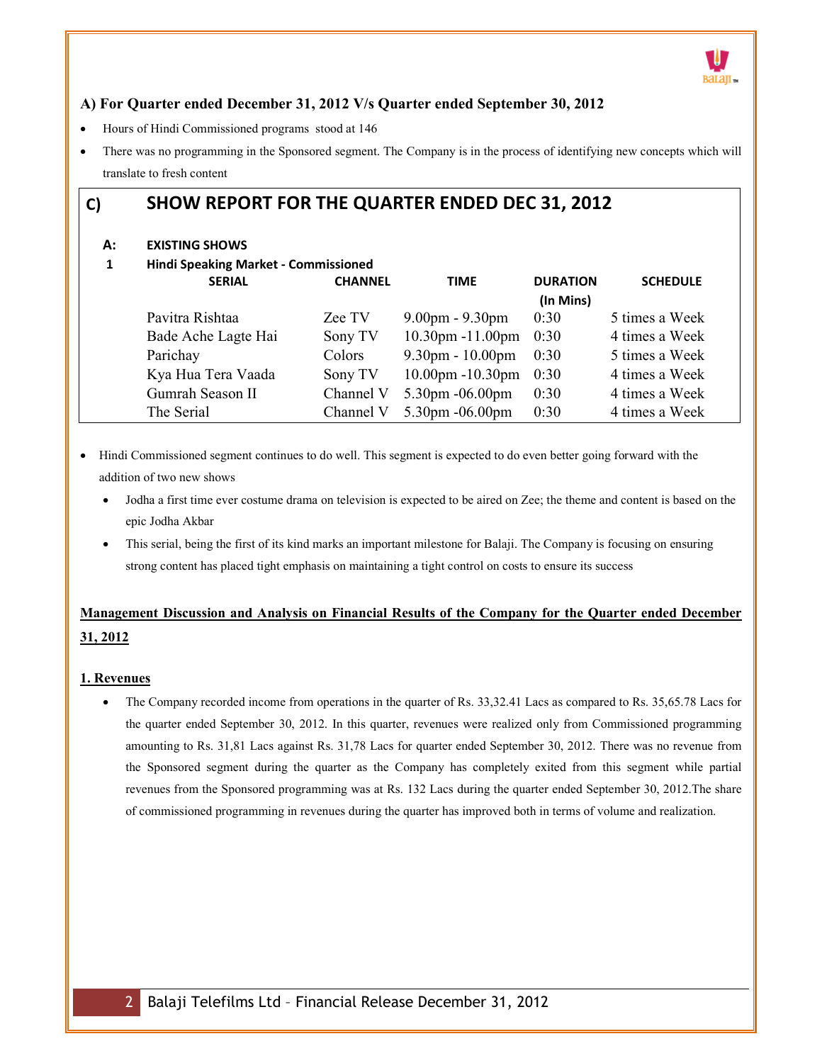### A) For Quarter ended December 31, 2012 V/s Quarter ended September 30, 2012

- Hours of Hindi Commissioned programs stood at 146
- There was no programming in the Sponsored segment. The Company is in the process of identifying new concepts which will translate to fresh content

## C) SHOW REPORT FOR THE QUARTER ENDED DEC 31, 2012

**A: EXISTING SHOWS**

**1 Hindi Speaking Market - Commissioned**

| SERIAL | CHANNEL | TIME | DURATION (In Mins) | SCHEDULE |
|---|---|---|---|---|
| Pavitra Rishtaa | Zee TV | 9.00pm - 9.30pm | 0:30 | 5 times a Week |
| Bade Ache Lagte Hai | Sony TV | 10.30pm -11.00pm | 0:30 | 4 times a Week |
| Parichay | Colors | 9.30pm - 10.00pm | 0:30 | 5 times a Week |
| Kya Hua Tera Vaada | Sony TV | 10.00pm -10.30pm | 0:30 | 4 times a Week |
| Gumrah Season II | Channel V | 5.30pm -06.00pm | 0:30 | 4 times a Week |
| The Serial | Channel V | 5.30pm -06.00pm | 0:30 | 4 times a Week |

- Hindi Commissioned segment continues to do well. This segment is expected to do even better going forward with the addition of two new shows
  - Jodha a first time ever costume drama on television is expected to be aired on Zee; the theme and content is based on the epic Jodha Akbar
  - This serial, being the first of its kind marks an important milestone for Balaji. The Company is focusing on ensuring strong content has placed tight emphasis on maintaining a tight control on costs to ensure its success

**<u>Management Discussion and Analysis on Financial Results of the Company for the Quarter ended December 31, 2012</u>**

**<u>1. Revenues</u>**

- The Company recorded income from operations in the quarter of Rs. 33,32.41 Lacs as compared to Rs. 35,65.78 Lacs for the quarter ended September 30, 2012. In this quarter, revenues were realized only from Commissioned programming amounting to Rs. 31,81 Lacs against Rs. 31,78 Lacs for quarter ended September 30, 2012. There was no revenue from the Sponsored segment during the quarter as the Company has completely exited from this segment while partial revenues from the Sponsored programming was at Rs. 132 Lacs during the quarter ended September 30, 2012.The share of commissioned programming in revenues during the quarter has improved both in terms of volume and realization.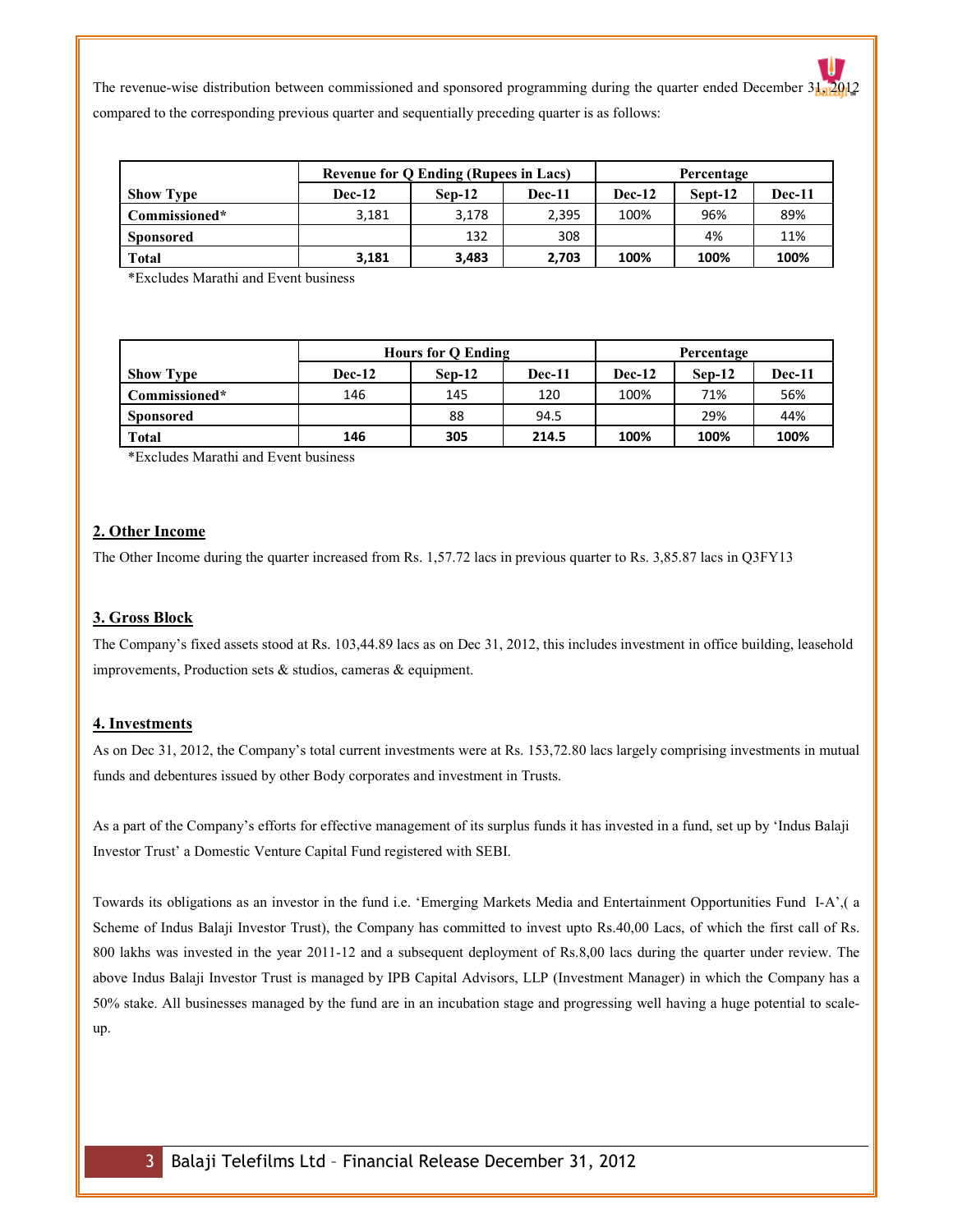The revenue-wise distribution between commissioned and sponsored programming during the quarter ended December 31, 2012 compared to the corresponding previous quarter and sequentially preceding quarter is as follows:

| | Revenue for Q Ending (Rupees in Lacs) | | | Percentage | | |
|---|---|---|---|---|---|---|
| **Show Type** | **Dec-12** | **Sep-12** | **Dec-11** | **Dec-12** | **Sept-12** | **Dec-11** |
| **Commissioned*** | 3,181 | 3,178 | 2,395 | 100% | 96% | 89% |
| **Sponsored** | | 132 | 308 | | 4% | 11% |
| **Total** | **3,181** | **3,483** | **2,703** | **100%** | **100%** | **100%** |

*Excludes Marathi and Event business

| | Hours for Q Ending | | | Percentage | | |
|---|---|---|---|---|---|---|
| **Show Type** | **Dec-12** | **Sep-12** | **Dec-11** | **Dec-12** | **Sep-12** | **Dec-11** |
| **Commissioned*** | 146 | 145 | 120 | 100% | 71% | 56% |
| **Sponsored** | | 88 | 94.5 | | 29% | 44% |
| **Total** | **146** | **305** | **214.5** | **100%** | **100%** | **100%** |

*Excludes Marathi and Event business

## 2. Other Income

The Other Income during the quarter increased from Rs. 1,57.72 lacs in previous quarter to Rs. 3,85.87 lacs in Q3FY13

## 3. Gross Block

The Company's fixed assets stood at Rs. 103,44.89 lacs as on Dec 31, 2012, this includes investment in office building, leasehold improvements, Production sets & studios, cameras & equipment.

## 4. Investments

As on Dec 31, 2012, the Company's total current investments were at Rs. 153,72.80 lacs largely comprising investments in mutual funds and debentures issued by other Body corporates and investment in Trusts.

As a part of the Company's efforts for effective management of its surplus funds it has invested in a fund, set up by 'Indus Balaji Investor Trust' a Domestic Venture Capital Fund registered with SEBI.

Towards its obligations as an investor in the fund i.e. 'Emerging Markets Media and Entertainment Opportunities Fund I-A',( a Scheme of Indus Balaji Investor Trust), the Company has committed to invest upto Rs.40,00 Lacs, of which the first call of Rs. 800 lakhs was invested in the year 2011-12 and a subsequent deployment of Rs.8,00 lacs during the quarter under review. The above Indus Balaji Investor Trust is managed by IPB Capital Advisors, LLP (Investment Manager) in which the Company has a 50% stake. All businesses managed by the fund are in an incubation stage and progressing well having a huge potential to scale-up.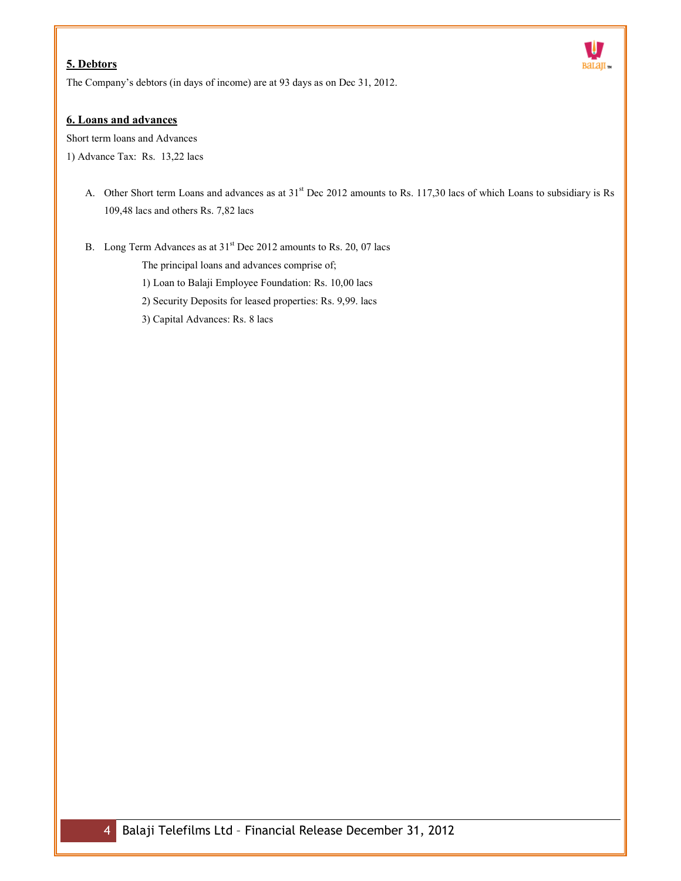## 5. Debtors

The Company's debtors (in days of income) are at 93 days as on Dec 31, 2012.

## 6. Loans and advances

Short term loans and Advances

1) Advance Tax: Rs. 13,22 lacs

A. Other Short term Loans and advances as at 31st Dec 2012 amounts to Rs. 117,30 lacs of which Loans to subsidiary is Rs 109,48 lacs and others Rs. 7,82 lacs

B. Long Term Advances as at 31st Dec 2012 amounts to Rs. 20, 07 lacs

   The principal loans and advances comprise of;

   1) Loan to Balaji Employee Foundation: Rs. 10,00 lacs

   2) Security Deposits for leased properties: Rs. 9,99. lacs

   3) Capital Advances: Rs. 8 lacs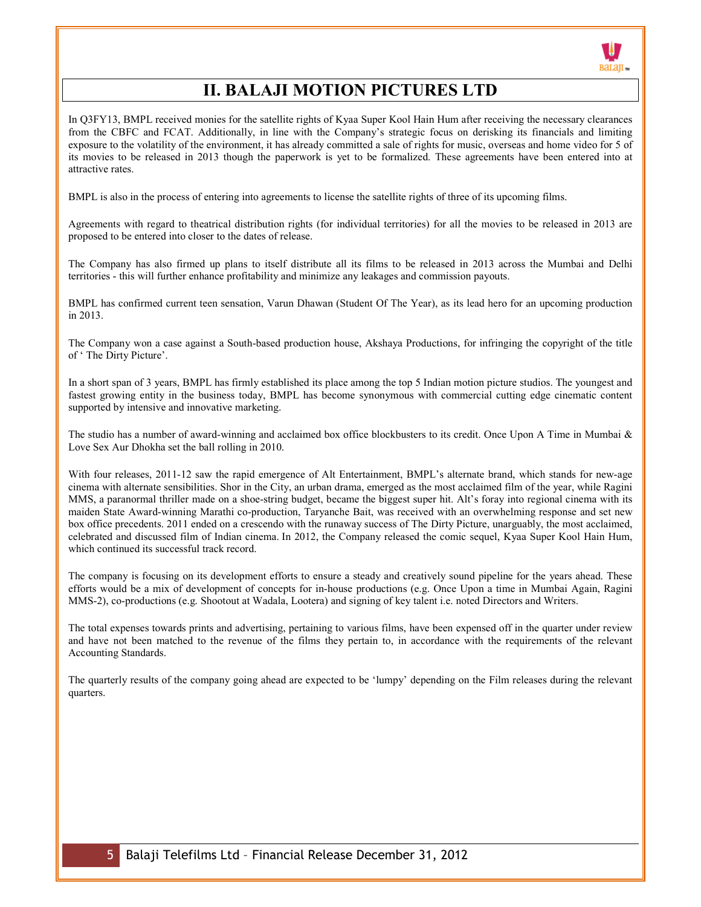# II. BALAJI MOTION PICTURES LTD

In Q3FY13, BMPL received monies for the satellite rights of Kyaa Super Kool Hain Hum after receiving the necessary clearances from the CBFC and FCAT. Additionally, in line with the Company's strategic focus on derisking its financials and limiting exposure to the volatility of the environment, it has already committed a sale of rights for music, overseas and home video for 5 of its movies to be released in 2013 though the paperwork is yet to be formalized. These agreements have been entered into at attractive rates.

BMPL is also in the process of entering into agreements to license the satellite rights of three of its upcoming films.

Agreements with regard to theatrical distribution rights (for individual territories) for all the movies to be released in 2013 are proposed to be entered into closer to the dates of release.

The Company has also firmed up plans to itself distribute all its films to be released in 2013 across the Mumbai and Delhi territories - this will further enhance profitability and minimize any leakages and commission payouts.

BMPL has confirmed current teen sensation, Varun Dhawan (Student Of The Year), as its lead hero for an upcoming production in 2013.

The Company won a case against a South-based production house, Akshaya Productions, for infringing the copyright of the title of ' The Dirty Picture'.

In a short span of 3 years, BMPL has firmly established its place among the top 5 Indian motion picture studios. The youngest and fastest growing entity in the business today, BMPL has become synonymous with commercial cutting edge cinematic content supported by intensive and innovative marketing.

The studio has a number of award-winning and acclaimed box office blockbusters to its credit. Once Upon A Time in Mumbai & Love Sex Aur Dhokha set the ball rolling in 2010.

With four releases, 2011-12 saw the rapid emergence of Alt Entertainment, BMPL's alternate brand, which stands for new-age cinema with alternate sensibilities. Shor in the City, an urban drama, emerged as the most acclaimed film of the year, while Ragini MMS, a paranormal thriller made on a shoe-string budget, became the biggest super hit. Alt's foray into regional cinema with its maiden State Award-winning Marathi co-production, Taryanche Bait, was received with an overwhelming response and set new box office precedents. 2011 ended on a crescendo with the runaway success of The Dirty Picture, unarguably, the most acclaimed, celebrated and discussed film of Indian cinema. In 2012, the Company released the comic sequel, Kyaa Super Kool Hain Hum, which continued its successful track record.

The company is focusing on its development efforts to ensure a steady and creatively sound pipeline for the years ahead. These efforts would be a mix of development of concepts for in-house productions (e.g. Once Upon a time in Mumbai Again, Ragini MMS-2), co-productions (e.g. Shootout at Wadala, Lootera) and signing of key talent i.e. noted Directors and Writers.

The total expenses towards prints and advertising, pertaining to various films, have been expensed off in the quarter under review and have not been matched to the revenue of the films they pertain to, in accordance with the requirements of the relevant Accounting Standards.

The quarterly results of the company going ahead are expected to be 'lumpy' depending on the Film releases during the relevant quarters.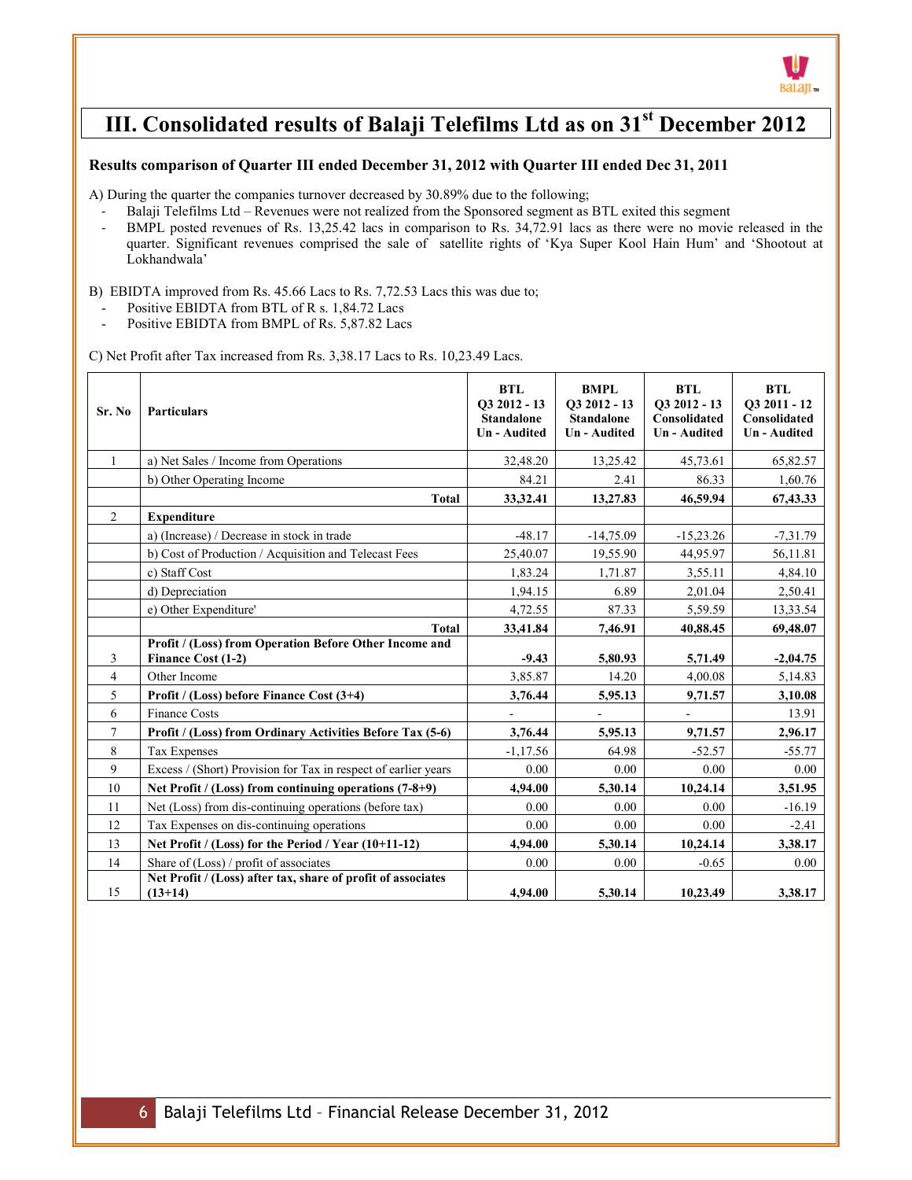# III. Consolidated results of Balaji Telefilms Ltd as on 31st December 2012

**Results comparison of Quarter III ended December 31, 2012 with Quarter III ended Dec 31, 2011**

A) During the quarter the companies turnover decreased by 30.89% due to the following;

- Balaji Telefilms Ltd – Revenues were not realized from the Sponsored segment as BTL exited this segment
- BMPL posted revenues of Rs. 13,25.42 lacs in comparison to Rs. 34,72.91 lacs as there were no movie released in the quarter. Significant revenues comprised the sale of satellite rights of 'Kya Super Kool Hain Hum' and 'Shootout at Lokhandwala'

B) EBIDTA improved from Rs. 45.66 Lacs to Rs. 7,72.53 Lacs this was due to;

- Positive EBIDTA from BTL of R s. 1,84.72 Lacs
- Positive EBIDTA from BMPL of Rs. 5,87.82 Lacs

C) Net Profit after Tax increased from Rs. 3,38.17 Lacs to Rs. 10,23.49 Lacs.

| Sr. No | Particulars | BTL Q3 2012 - 13 Standalone Un - Audited | BMPL Q3 2012 - 13 Standalone Un - Audited | BTL Q3 2012 - 13 Consolidated Un - Audited | BTL Q3 2011 - 12 Consolidated Un - Audited |
|---|---|---|---|---|---|
| 1 | a) Net Sales / Income from Operations | 32,48.20 | 13,25.42 | 45,73.61 | 65,82.57 |
| | b) Other Operating Income | 84.21 | 2.41 | 86.33 | 1,60.76 |
| | **Total** | **33,32.41** | **13,27.83** | **46,59.94** | **67,43.33** |
| 2 | **Expenditure** | | | | |
| | a) (Increase) / Decrease in stock in trade | -48.17 | -14,75.09 | -15,23.26 | -7,31.79 |
| | b) Cost of Production / Acquisition and Telecast Fees | 25,40.07 | 19,55.90 | 44,95.97 | 56,11.81 |
| | c) Staff Cost | 1,83.24 | 1,71.87 | 3,55.11 | 4,84.10 |
| | d) Depreciation | 1,94.15 | 6.89 | 2,01.04 | 2,50.41 |
| | e) Other Expenditure' | 4,72.55 | 87.33 | 5,59.59 | 13,33.54 |
| | **Total** | **33,41.84** | **7,46.91** | **40,88.45** | **69,48.07** |
| 3 | **Profit / (Loss) from Operation Before Other Income and Finance Cost (1-2)** | **-9.43** | **5,80.93** | **5,71.49** | **-2,04.75** |
| 4 | Other Income | 3,85.87 | 14.20 | 4,00.08 | 5,14.83 |
| 5 | **Profit / (Loss) before Finance Cost (3+4)** | **3,76.44** | **5,95.13** | **9,71.57** | **3,10.08** |
| 6 | Finance Costs | - | - | - | 13.91 |
| 7 | **Profit / (Loss) from Ordinary Activities Before Tax (5-6)** | **3,76.44** | **5,95.13** | **9,71.57** | **2,96.17** |
| 8 | Tax Expenses | -1,17.56 | 64.98 | -52.57 | -55.77 |
| 9 | Excess / (Short) Provision for Tax in respect of earlier years | 0.00 | 0.00 | 0.00 | 0.00 |
| 10 | **Net Profit / (Loss) from continuing operations (7-8+9)** | **4,94.00** | **5,30.14** | **10,24.14** | **3,51.95** |
| 11 | Net (Loss) from dis-continuing operations (before tax) | 0.00 | 0.00 | 0.00 | -16.19 |
| 12 | Tax Expenses on dis-continuing operations | 0.00 | 0.00 | 0.00 | -2.41 |
| 13 | **Net Profit / (Loss) for the Period / Year (10+11-12)** | **4,94.00** | **5,30.14** | **10,24.14** | **3,38.17** |
| 14 | Share of (Loss) / profit of associates | 0.00 | 0.00 | -0.65 | 0.00 |
| 15 | **Net Profit / (Loss) after tax, share of profit of associates (13+14)** | **4,94.00** | **5,30.14** | **10,23.49** | **3,38.17** |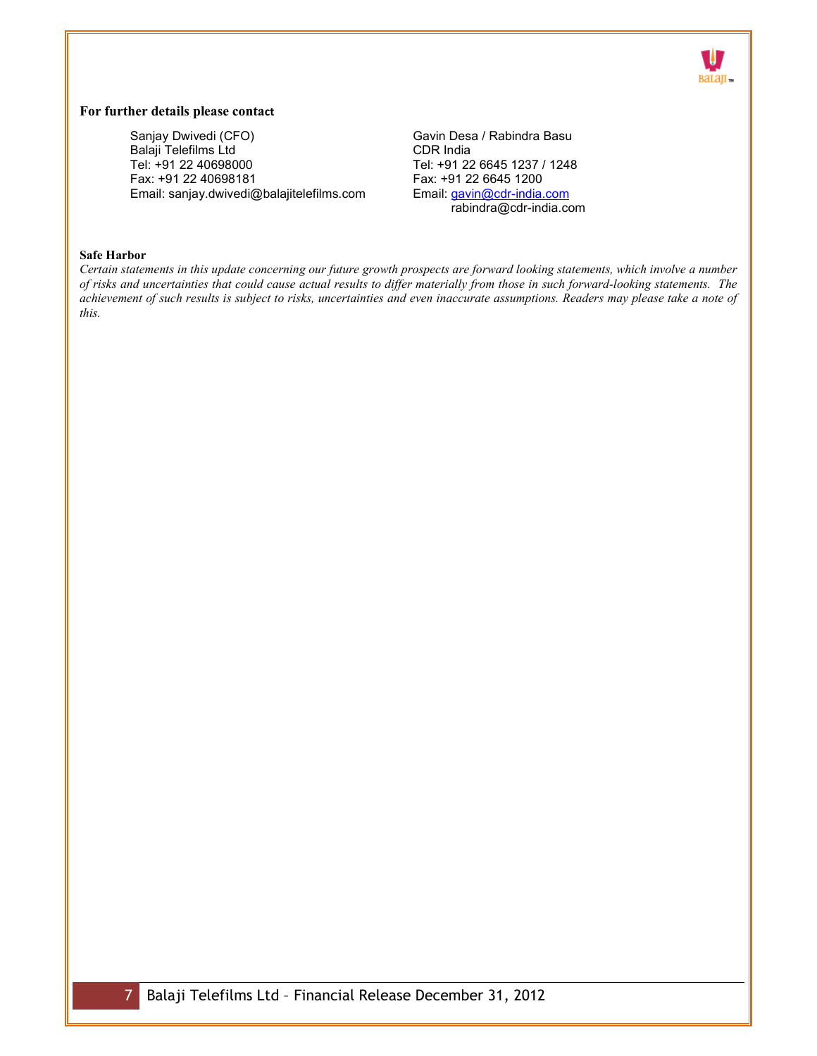**For further details please contact**

Sanjay Dwivedi (CFO)
Balaji Telefilms Ltd
Tel: +91 22 40698000
Fax: +91 22 40698181
Email: sanjay.dwivedi@balajitelefilms.com

Gavin Desa / Rabindra Basu
CDR India
Tel: +91 22 6645 1237 / 1248
Fax: +91 22 6645 1200
Email: gavin@cdr-india.com
rabindra@cdr-india.com

**Safe Harbor**

*Certain statements in this update concerning our future growth prospects are forward looking statements, which involve a number of risks and uncertainties that could cause actual results to differ materially from those in such forward-looking statements. The achievement of such results is subject to risks, uncertainties and even inaccurate assumptions. Readers may please take a note of this.*